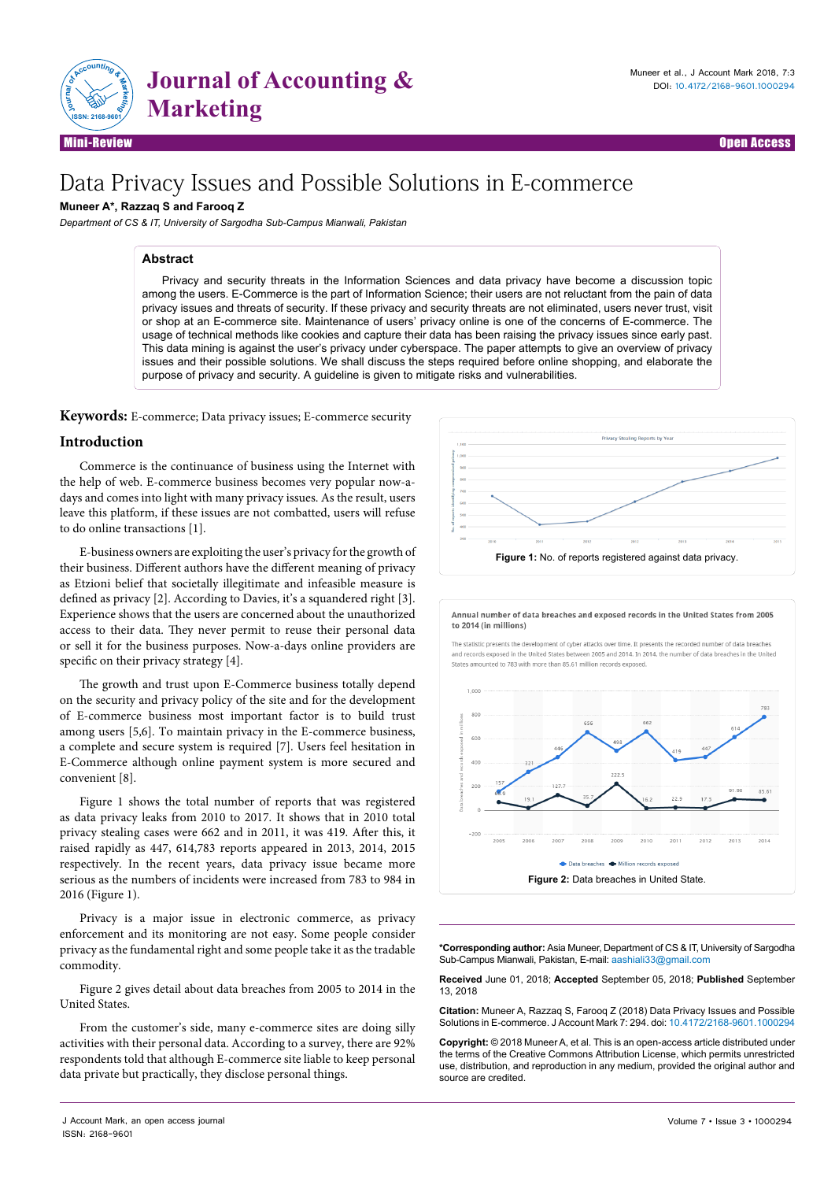# Data Privacy Issues and Possible Solutions in E-commerce

**Muneer A\*, Razzaq S and Farooq Z**

*Department of CS & IT, University of Sargodha Sub-Campus Mianwali, Pakistan*

## Abstract

Privacy and security threats in the Information Sciences and data privacy have become a discussion topic among the users. E-Commerce is the part of Information Science; their users are not reluctant from the pain of data privacy issues and threats of security. If these privacy and security threats are not eliminated, users never trust, visit or shop at an E-commerce site. Maintenance of users' privacy online is one of the concerns of E-commerce. The usage of technical methods like cookies and capture their data has been raising the privacy issues since early past. This data mining is against the user's privacy under cyberspace. The paper attempts to give an overview of privacy issues and their possible solutions. We shall discuss the steps required before online shopping, and elaborate the purpose of privacy and security. A guideline is given to mitigate risks and vulnerabilities.

**Keywords:** E-commerce; Data privacy issues; E-commerce security

## Introduction

Commerce is the continuance of business using the Internet with the help of web. E-commerce business becomes very popular now-a-days and comes into light with many privacy issues. As the result, users leave this platform, if these issues are not combatted, users will refuse to do online transactions [1].

E-business owners are exploiting the user's privacy for the growth of their business. Different authors have the different meaning of privacy as Etzioni belief that societally illegitimate and infeasible measure is defined as privacy [2]. According to Davies, it's a squandered right [3]. Experience shows that the users are concerned about the unauthorized access to their data. They never permit to reuse their personal data or sell it for the business purposes. Now-a-days online providers are specific on their privacy strategy [4].

The growth and trust upon E-Commerce business totally depend on the security and privacy policy of the site and for the development of E-commerce business most important factor is to build trust among users [5,6]. To maintain privacy in the E-commerce business, a complete and secure system is required [7]. Users feel hesitation in E-Commerce although online payment system is more secured and convenient [8].

Figure 1 shows the total number of reports that was registered as data privacy leaks from 2010 to 2017. It shows that in 2010 total privacy stealing cases were 662 and in 2011, it was 419. After this, it raised rapidly as 447, 614,783 reports appeared in 2013, 2014, 2015 respectively. In the recent years, data privacy issue became more serious as the numbers of incidents were increased from 783 to 984 in 2016 (Figure 1).

Privacy is a major issue in electronic commerce, as privacy enforcement and its monitoring are not easy. Some people consider privacy as the fundamental right and some people take it as the tradable commodity.

Figure 2 gives detail about data breaches from 2005 to 2014 in the United States.

From the customer's side, many e-commerce sites are doing silly activities with their personal data. According to a survey, there are 92% respondents told that although E-commerce site liable to keep personal data private but practically, they disclose personal things.

**Figure 1:** No. of reports registered against data privacy.

Annual number of data breaches and exposed records in the United States from 2005 to 2014 (in millions)

The statistic presents the development of cyber attacks over time. It presents the recorded number of data breaches and records exposed in the United States between 2005 and 2014. In 2014, the number of data breaches in the United States amounted to 783 with more than 85.61 million records exposed.

**Figure 2:** Data breaches in United State.

\*Corresponding author: Asia Muneer, Department of CS & IT, University of Sargodha Sub-Campus Mianwali, Pakistan, E-mail: aashiali33@gmail.com

**Received** June 01, 2018; **Accepted** September 05, 2018; **Published** September 13, 2018

**Citation:** Muneer A, Razzaq S, Farooq Z (2018) Data Privacy Issues and Possible Solutions in E-commerce. J Account Mark 7: 294. doi: 10.4172/2168-9601.1000294

**Copyright:** © 2018 Muneer A, et al. This is an open-access article distributed under the terms of the Creative Commons Attribution License, which permits unrestricted use, distribution, and reproduction in any medium, provided the original author and source are credited.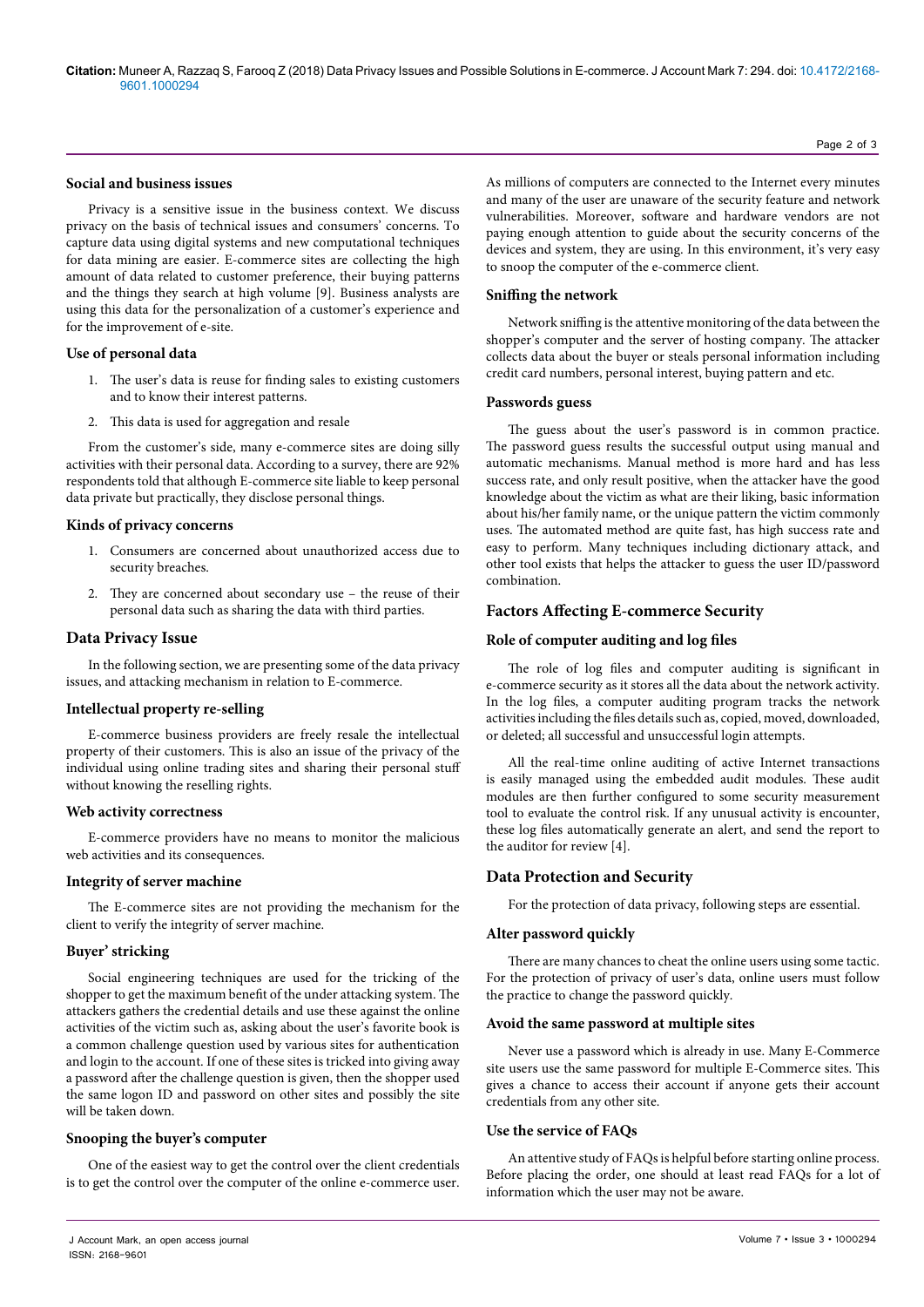### Social and business issues

Privacy is a sensitive issue in the business context. We discuss privacy on the basis of technical issues and consumers' concerns. To capture data using digital systems and new computational techniques for data mining are easier. E-commerce sites are collecting the high amount of data related to customer preference, their buying patterns and the things they search at high volume [9]. Business analysts are using this data for the personalization of a customer's experience and for the improvement of e-site.

### Use of personal data

1. The user's data is reuse for finding sales to existing customers and to know their interest patterns.
2. This data is used for aggregation and resale

From the customer's side, many e-commerce sites are doing silly activities with their personal data. According to a survey, there are 92% respondents told that although E-commerce site liable to keep personal data private but practically, they disclose personal things.

### Kinds of privacy concerns

1. Consumers are concerned about unauthorized access due to security breaches.
2. They are concerned about secondary use – the reuse of their personal data such as sharing the data with third parties.

## Data Privacy Issue

In the following section, we are presenting some of the data privacy issues, and attacking mechanism in relation to E-commerce.

### Intellectual property re-selling

E-commerce business providers are freely resale the intellectual property of their customers. This is also an issue of the privacy of the individual using online trading sites and sharing their personal stuff without knowing the reselling rights.

### Web activity correctness

E-commerce providers have no means to monitor the malicious web activities and its consequences.

### Integrity of server machine

The E-commerce sites are not providing the mechanism for the client to verify the integrity of server machine.

### Buyer' stricking

Social engineering techniques are used for the tricking of the shopper to get the maximum benefit of the under attacking system. The attackers gathers the credential details and use these against the online activities of the victim such as, asking about the user's favorite book is a common challenge question used by various sites for authentication and login to the account. If one of these sites is tricked into giving away a password after the challenge question is given, then the shopper used the same logon ID and password on other sites and possibly the site will be taken down.

### Snooping the buyer's computer

One of the easiest way to get the control over the client credentials is to get the control over the computer of the online e-commerce user. As millions of computers are connected to the Internet every minutes and many of the user are unaware of the security feature and network vulnerabilities. Moreover, software and hardware vendors are not paying enough attention to guide about the security concerns of the devices and system, they are using. In this environment, it's very easy to snoop the computer of the e-commerce client.

### Sniffing the network

Network sniffing is the attentive monitoring of the data between the shopper's computer and the server of hosting company. The attacker collects data about the buyer or steals personal information including credit card numbers, personal interest, buying pattern and etc.

### Passwords guess

The guess about the user's password is in common practice. The password guess results the successful output using manual and automatic mechanisms. Manual method is more hard and has less success rate, and only result positive, when the attacker have the good knowledge about the victim as what are their liking, basic information about his/her family name, or the unique pattern the victim commonly uses. The automated method are quite fast, has high success rate and easy to perform. Many techniques including dictionary attack, and other tool exists that helps the attacker to guess the user ID/password combination.

## Factors Affecting E-commerce Security

### Role of computer auditing and log files

The role of log files and computer auditing is significant in e-commerce security as it stores all the data about the network activity. In the log files, a computer auditing program tracks the network activities including the files details such as, copied, moved, downloaded, or deleted; all successful and unsuccessful login attempts.

All the real-time online auditing of active Internet transactions is easily managed using the embedded audit modules. These audit modules are then further configured to some security measurement tool to evaluate the control risk. If any unusual activity is encounter, these log files automatically generate an alert, and send the report to the auditor for review [4].

## Data Protection and Security

For the protection of data privacy, following steps are essential.

### Alter password quickly

There are many chances to cheat the online users using some tactic. For the protection of privacy of user's data, online users must follow the practice to change the password quickly.

### Avoid the same password at multiple sites

Never use a password which is already in use. Many E-Commerce site users use the same password for multiple E-Commerce sites. This gives a chance to access their account if anyone gets their account credentials from any other site.

### Use the service of FAQs

An attentive study of FAQs is helpful before starting online process. Before placing the order, one should at least read FAQs for a lot of information which the user may not be aware.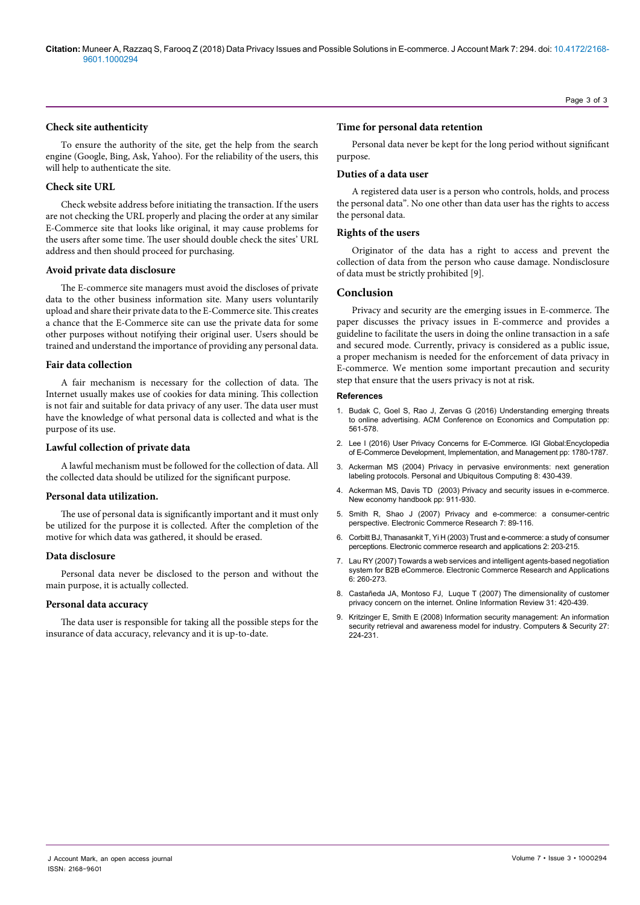### Check site authenticity

To ensure the authority of the site, get the help from the search engine (Google, Bing, Ask, Yahoo). For the reliability of the users, this will help to authenticate the site.

### Check site URL

Check website address before initiating the transaction. If the users are not checking the URL properly and placing the order at any similar E-Commerce site that looks like original, it may cause problems for the users after some time. The user should double check the sites' URL address and then should proceed for purchasing.

### Avoid private data disclosure

The E-commerce site managers must avoid the discloses of private data to the other business information site. Many users voluntarily upload and share their private data to the E-Commerce site. This creates a chance that the E-Commerce site can use the private data for some other purposes without notifying their original user. Users should be trained and understand the importance of providing any personal data.

### Fair data collection

A fair mechanism is necessary for the collection of data. The Internet usually makes use of cookies for data mining. This collection is not fair and suitable for data privacy of any user. The data user must have the knowledge of what personal data is collected and what is the purpose of its use.

### Lawful collection of private data

A lawful mechanism must be followed for the collection of data. All the collected data should be utilized for the significant purpose.

### Personal data utilization.

The use of personal data is significantly important and it must only be utilized for the purpose it is collected. After the completion of the motive for which data was gathered, it should be erased.

### Data disclosure

Personal data never be disclosed to the person and without the main purpose, it is actually collected.

### Personal data accuracy

The data user is responsible for taking all the possible steps for the insurance of data accuracy, relevancy and it is up-to-date.

### Time for personal data retention

Personal data never be kept for the long period without significant purpose.

### Duties of a data user

A registered data user is a person who controls, holds, and process the personal data". No one other than data user has the rights to access the personal data.

### Rights of the users

Originator of the data has a right to access and prevent the collection of data from the person who cause damage. Nondisclosure of data must be strictly prohibited [9].

## Conclusion

Privacy and security are the emerging issues in E-commerce. The paper discusses the privacy issues in E-commerce and provides a guideline to facilitate the users in doing the online transaction in a safe and secured mode. Currently, privacy is considered as a public issue, a proper mechanism is needed for the enforcement of data privacy in E-commerce. We mention some important precaution and security step that ensure that the users privacy is not at risk.

### References

1. Budak C, Goel S, Rao J, Zervas G (2016) Understanding emerging threats to online advertising. ACM Conference on Economics and Computation pp: 561-578.
2. Lee I (2016) User Privacy Concerns for E-Commerce. IGI Global:Encyclopedia of E-Commerce Development, Implementation, and Management pp: 1780-1787.
3. Ackerman MS (2004) Privacy in pervasive environments: next generation labeling protocols. Personal and Ubiquitous Computing 8: 430-439.
4. Ackerman MS, Davis TD (2003) Privacy and security issues in e-commerce. New economy handbook pp: 911-930.
5. Smith R, Shao J (2007) Privacy and e-commerce: a consumer-centric perspective. Electronic Commerce Research 7: 89-116.
6. Corbitt BJ, Thanasankit T, Yi H (2003) Trust and e-commerce: a study of consumer perceptions. Electronic commerce research and applications 2: 203-215.
7. Lau RY (2007) Towards a web services and intelligent agents-based negotiation system for B2B eCommerce. Electronic Commerce Research and Applications 6: 260-273.
8. Castañeda JA, Montoso FJ, Luque T (2007) The dimensionality of customer privacy concern on the internet. Online Information Review 31: 420-439.
9. Kritzinger E, Smith E (2008) Information security management: An information security retrieval and awareness model for industry. Computers & Security 27: 224-231.